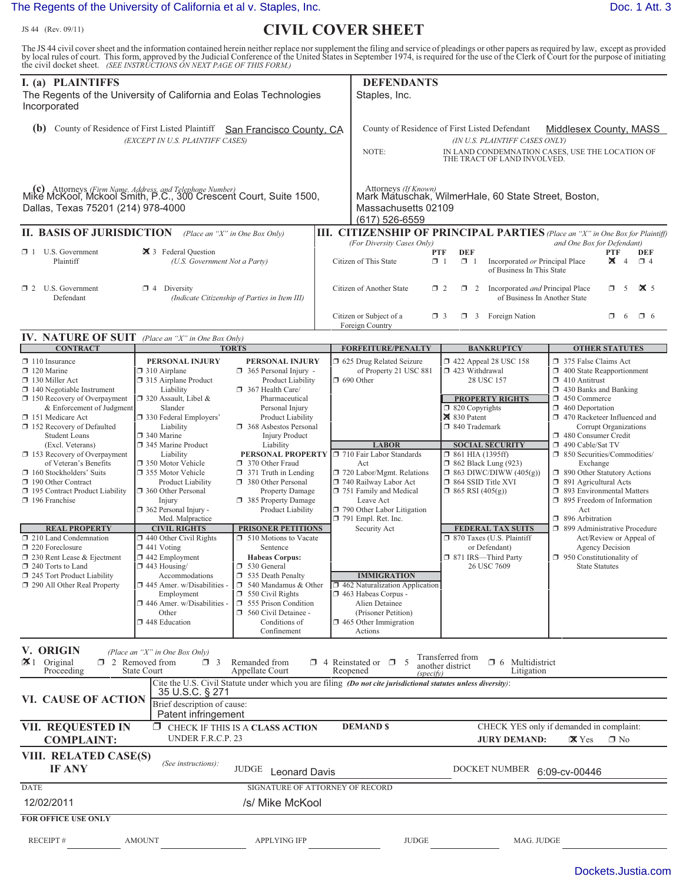JS 44 (Rev. 09/11)

# CIVIL COVER SHEET

The JS 44 civil cover sheet and the information contained herein neither replace nor supplement the filing and service of pleadings or other papers as required by law, except as provided by local rules of court. This form, approved by the Judicial Conference of the United States in September 1974, is required for the use of the Clerk of Court for the purpose of initiating the civil docket sheet. *(SEE INSTRUCTIONS ON NEXT PAGE OF THIS FORM.)*

## I. (a) PLAINTIFFS

The Regents of the University of California and Eolas Technologies Incorporated

**(b)** County of Residence of First Listed Plaintiff: San Francisco County, CA
*(EXCEPT IN U.S. PLAINTIFF CASES)*

**(c)** Attorneys *(Firm Name, Address, and Telephone Number)*
Mike McKool, Mckool Smith, P.C., 300 Crescent Court, Suite 1500, Dallas, Texas 75201 (214) 978-4000

## DEFENDANTS

Staples, Inc.

County of Residence of First Listed Defendant: Middlesex County, MASS
*(IN U.S. PLAINTIFF CASES ONLY)*

NOTE: IN LAND CONDEMNATION CASES, USE THE LOCATION OF THE TRACT OF LAND INVOLVED.

Attorneys *(If Known)*
Mark Matuschak, WilmerHale, 60 State Street, Boston, Massachusetts 02109
(617) 526-6559

## II. BASIS OF JURISDICTION *(Place an "X" in One Box Only)*

- ☐ 1 U.S. Government Plaintiff
- ☒ 3 Federal Question *(U.S. Government Not a Party)*
- ☐ 2 U.S. Government Defendant
- ☐ 4 Diversity *(Indicate Citizenship of Parties in Item III)*

## III. CITIZENSHIP OF PRINCIPAL PARTIES *(Place an "X" in One Box for Plaintiff and One Box for Defendant)* *(For Diversity Cases Only)*

| | PTF | DEF | | PTF | DEF |
|---|---|---|---|---|---|
| Citizen of This State | ☐ 1 | ☐ 1 | Incorporated *or* Principal Place of Business In This State | ☒ 4 | ☐ 4 |
| Citizen of Another State | ☐ 2 | ☐ 2 | Incorporated *and* Principal Place of Business In Another State | ☐ 5 | ☒ 5 |
| Citizen or Subject of a Foreign Country | ☐ 3 | ☐ 3 | Foreign Nation | ☐ 6 | ☐ 6 |

## IV. NATURE OF SUIT *(Place an "X" in One Box Only)*

**CONTRACT**
- ☐ 110 Insurance
- ☐ 120 Marine
- ☐ 130 Miller Act
- ☐ 140 Negotiable Instrument
- ☐ 150 Recovery of Overpayment & Enforcement of Judgment
- ☐ 151 Medicare Act
- ☐ 152 Recovery of Defaulted Student Loans (Excl. Veterans)
- ☐ 153 Recovery of Overpayment of Veteran's Benefits
- ☐ 160 Stockholders' Suits
- ☐ 190 Other Contract
- ☐ 195 Contract Product Liability
- ☐ 196 Franchise

**REAL PROPERTY**
- ☐ 210 Land Condemnation
- ☐ 220 Foreclosure
- ☐ 230 Rent Lease & Ejectment
- ☐ 240 Torts to Land
- ☐ 245 Tort Product Liability
- ☐ 290 All Other Real Property

**TORTS**

PERSONAL INJURY
- ☐ 310 Airplane
- ☐ 315 Airplane Product Liability
- ☐ 320 Assault, Libel & Slander
- ☐ 330 Federal Employers' Liability
- ☐ 340 Marine
- ☐ 345 Marine Product Liability
- ☐ 350 Motor Vehicle
- ☐ 355 Motor Vehicle Product Liability
- ☐ 360 Other Personal Injury
- ☐ 362 Personal Injury - Med. Malpractice

PERSONAL INJURY
- ☐ 365 Personal Injury - Product Liability
- ☐ 367 Health Care/ Pharmaceutical Personal Injury Product Liability
- ☐ 368 Asbestos Personal Injury Product Liability

PERSONAL PROPERTY
- ☐ 370 Other Fraud
- ☐ 371 Truth in Lending
- ☐ 380 Other Personal Property Damage
- ☐ 385 Property Damage Product Liability

**CIVIL RIGHTS**
- ☐ 440 Other Civil Rights
- ☐ 441 Voting
- ☐ 442 Employment
- ☐ 443 Housing/ Accommodations
- ☐ 445 Amer. w/Disabilities - Employment
- ☐ 446 Amer. w/Disabilities - Other
- ☐ 448 Education

**PRISONER PETITIONS**
- ☐ 510 Motions to Vacate Sentence

Habeas Corpus:
- ☐ 530 General
- ☐ 535 Death Penalty
- ☐ 540 Mandamus & Other
- ☐ 550 Civil Rights
- ☐ 555 Prison Condition
- ☐ 560 Civil Detainee - Conditions of Confinement

**FORFEITURE/PENALTY**
- ☐ 625 Drug Related Seizure of Property 21 USC 881
- ☐ 690 Other

**LABOR**
- ☐ 710 Fair Labor Standards Act
- ☐ 720 Labor/Mgmt. Relations
- ☐ 740 Railway Labor Act
- ☐ 751 Family and Medical Leave Act
- ☐ 790 Other Labor Litigation
- ☐ 791 Empl. Ret. Inc. Security Act

**IMMIGRATION**
- ☐ 462 Naturalization Application
- ☐ 463 Habeas Corpus - Alien Detainee (Prisoner Petition)
- ☐ 465 Other Immigration Actions

**BANKRUPTCY**
- ☐ 422 Appeal 28 USC 158
- ☐ 423 Withdrawal 28 USC 157

**PROPERTY RIGHTS**
- ☐ 820 Copyrights
- ☒ 830 Patent
- ☐ 840 Trademark

**SOCIAL SECURITY**
- ☐ 861 HIA (1395ff)
- ☐ 862 Black Lung (923)
- ☐ 863 DIWC/DIWW (405(g))
- ☐ 864 SSID Title XVI
- ☐ 865 RSI (405(g))

**FEDERAL TAX SUITS**
- ☐ 870 Taxes (U.S. Plaintiff or Defendant)
- ☐ 871 IRS—Third Party 26 USC 7609

**OTHER STATUTES**
- ☐ 375 False Claims Act
- ☐ 400 State Reapportionment
- ☐ 410 Antitrust
- ☐ 430 Banks and Banking
- ☐ 450 Commerce
- ☐ 460 Deportation
- ☐ 470 Racketeer Influenced and Corrupt Organizations
- ☐ 480 Consumer Credit
- ☐ 490 Cable/Sat TV
- ☐ 850 Securities/Commodities/ Exchange
- ☐ 890 Other Statutory Actions
- ☐ 891 Agricultural Acts
- ☐ 893 Environmental Matters
- ☐ 895 Freedom of Information Act
- ☐ 896 Arbitration
- ☐ 899 Administrative Procedure Act/Review or Appeal of Agency Decision
- ☐ 950 Constitutionality of State Statutes

## V. ORIGIN *(Place an "X" in One Box Only)*

- ☒ 1 Original Proceeding
- ☐ 2 Removed from State Court
- ☐ 3 Remanded from Appellate Court
- ☐ 4 Reinstated or Reopened
- ☐ 5 Transferred from another district *(specify)*
- ☐ 6 Multidistrict Litigation

## VI. CAUSE OF ACTION

Cite the U.S. Civil Statute under which you are filing *(Do not cite jurisdictional statutes unless diversity)*:
35 U.S.C. § 271

Brief description of cause:
Patent infringement

## VII. REQUESTED IN COMPLAINT:

☐ CHECK IF THIS IS A **CLASS ACTION** UNDER F.R.C.P. 23

**DEMAND $**

CHECK YES only if demanded in complaint:
**JURY DEMAND:** ☒ Yes ☐ No

## VIII. RELATED CASE(S) IF ANY

*(See instructions):*

JUDGE: Leonard Davis DOCKET NUMBER: 6:09-cv-00446

DATE: 12/02/2011

SIGNATURE OF ATTORNEY OF RECORD: /s/ Mike McKool

**FOR OFFICE USE ONLY**

RECEIPT # ______ AMOUNT ______ APPLYING IFP ______ JUDGE ______ MAG. JUDGE ______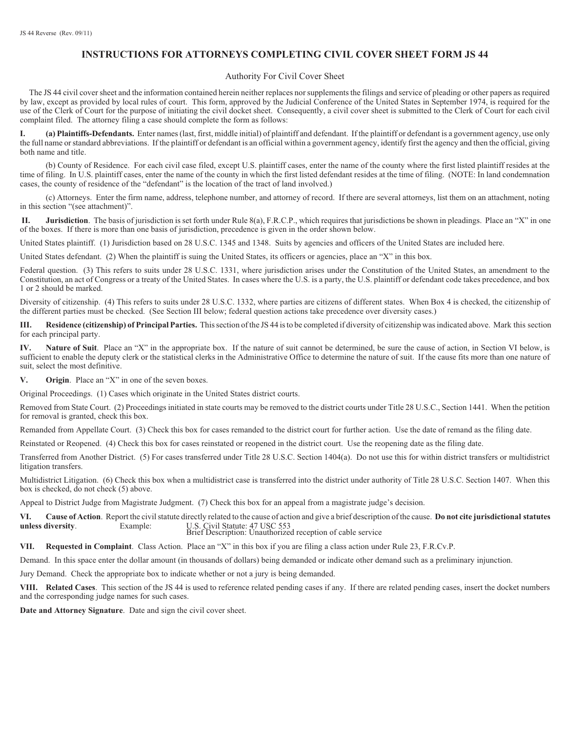JS 44 Reverse (Rev. 09/11)

# INSTRUCTIONS FOR ATTORNEYS COMPLETING CIVIL COVER SHEET FORM JS 44

## Authority For Civil Cover Sheet

The JS 44 civil cover sheet and the information contained herein neither replaces nor supplements the filings and service of pleading or other papers as required by law, except as provided by local rules of court. This form, approved by the Judicial Conference of the United States in September 1974, is required for the use of the Clerk of Court for the purpose of initiating the civil docket sheet. Consequently, a civil cover sheet is submitted to the Clerk of Court for each civil complaint filed. The attorney filing a case should complete the form as follows:

**I. (a) Plaintiffs-Defendants.** Enter names (last, first, middle initial) of plaintiff and defendant. If the plaintiff or defendant is a government agency, use only the full name or standard abbreviations. If the plaintiff or defendant is an official within a government agency, identify first the agency and then the official, giving both name and title.

(b) County of Residence. For each civil case filed, except U.S. plaintiff cases, enter the name of the county where the first listed plaintiff resides at the time of filing. In U.S. plaintiff cases, enter the name of the county in which the first listed defendant resides at the time of filing. (NOTE: In land condemnation cases, the county of residence of the "defendant" is the location of the tract of land involved.)

(c) Attorneys. Enter the firm name, address, telephone number, and attorney of record. If there are several attorneys, list them on an attachment, noting in this section "(see attachment)".

**II. Jurisdiction**. The basis of jurisdiction is set forth under Rule 8(a), F.R.C.P., which requires that jurisdictions be shown in pleadings. Place an "X" in one of the boxes. If there is more than one basis of jurisdiction, precedence is given in the order shown below.

United States plaintiff. (1) Jurisdiction based on 28 U.S.C. 1345 and 1348. Suits by agencies and officers of the United States are included here.

United States defendant. (2) When the plaintiff is suing the United States, its officers or agencies, place an "X" in this box.

Federal question. (3) This refers to suits under 28 U.S.C. 1331, where jurisdiction arises under the Constitution of the United States, an amendment to the Constitution, an act of Congress or a treaty of the United States. In cases where the U.S. is a party, the U.S. plaintiff or defendant code takes precedence, and box 1 or 2 should be marked.

Diversity of citizenship. (4) This refers to suits under 28 U.S.C. 1332, where parties are citizens of different states. When Box 4 is checked, the citizenship of the different parties must be checked. (See Section III below; federal question actions take precedence over diversity cases.)

**III. Residence (citizenship) of Principal Parties.** This section of the JS 44 is to be completed if diversity of citizenship was indicated above. Mark this section for each principal party.

**IV. Nature of Suit**. Place an "X" in the appropriate box. If the nature of suit cannot be determined, be sure the cause of action, in Section VI below, is sufficient to enable the deputy clerk or the statistical clerks in the Administrative Office to determine the nature of suit. If the cause fits more than one nature of suit, select the most definitive.

**V. Origin**. Place an "X" in one of the seven boxes.

Original Proceedings. (1) Cases which originate in the United States district courts.

Removed from State Court. (2) Proceedings initiated in state courts may be removed to the district courts under Title 28 U.S.C., Section 1441. When the petition for removal is granted, check this box.

Remanded from Appellate Court. (3) Check this box for cases remanded to the district court for further action. Use the date of remand as the filing date.

Reinstated or Reopened. (4) Check this box for cases reinstated or reopened in the district court. Use the reopening date as the filing date.

Transferred from Another District. (5) For cases transferred under Title 28 U.S.C. Section 1404(a). Do not use this for within district transfers or multidistrict litigation transfers.

Multidistrict Litigation. (6) Check this box when a multidistrict case is transferred into the district under authority of Title 28 U.S.C. Section 1407. When this box is checked, do not check (5) above.

Appeal to District Judge from Magistrate Judgment. (7) Check this box for an appeal from a magistrate judge's decision.

**VI. Cause of Action**. Report the civil statute directly related to the cause of action and give a brief description of the cause. **Do not cite jurisdictional statutes unless diversity**. Example: U.S. Civil Statute: 47 USC 553
Brief Description: Unauthorized reception of cable service

**VII. Requested in Complaint**. Class Action. Place an "X" in this box if you are filing a class action under Rule 23, F.R.Cv.P.

Demand. In this space enter the dollar amount (in thousands of dollars) being demanded or indicate other demand such as a preliminary injunction.

Jury Demand. Check the appropriate box to indicate whether or not a jury is being demanded.

**VIII. Related Cases**. This section of the JS 44 is used to reference related pending cases if any. If there are related pending cases, insert the docket numbers and the corresponding judge names for such cases.

**Date and Attorney Signature**. Date and sign the civil cover sheet.